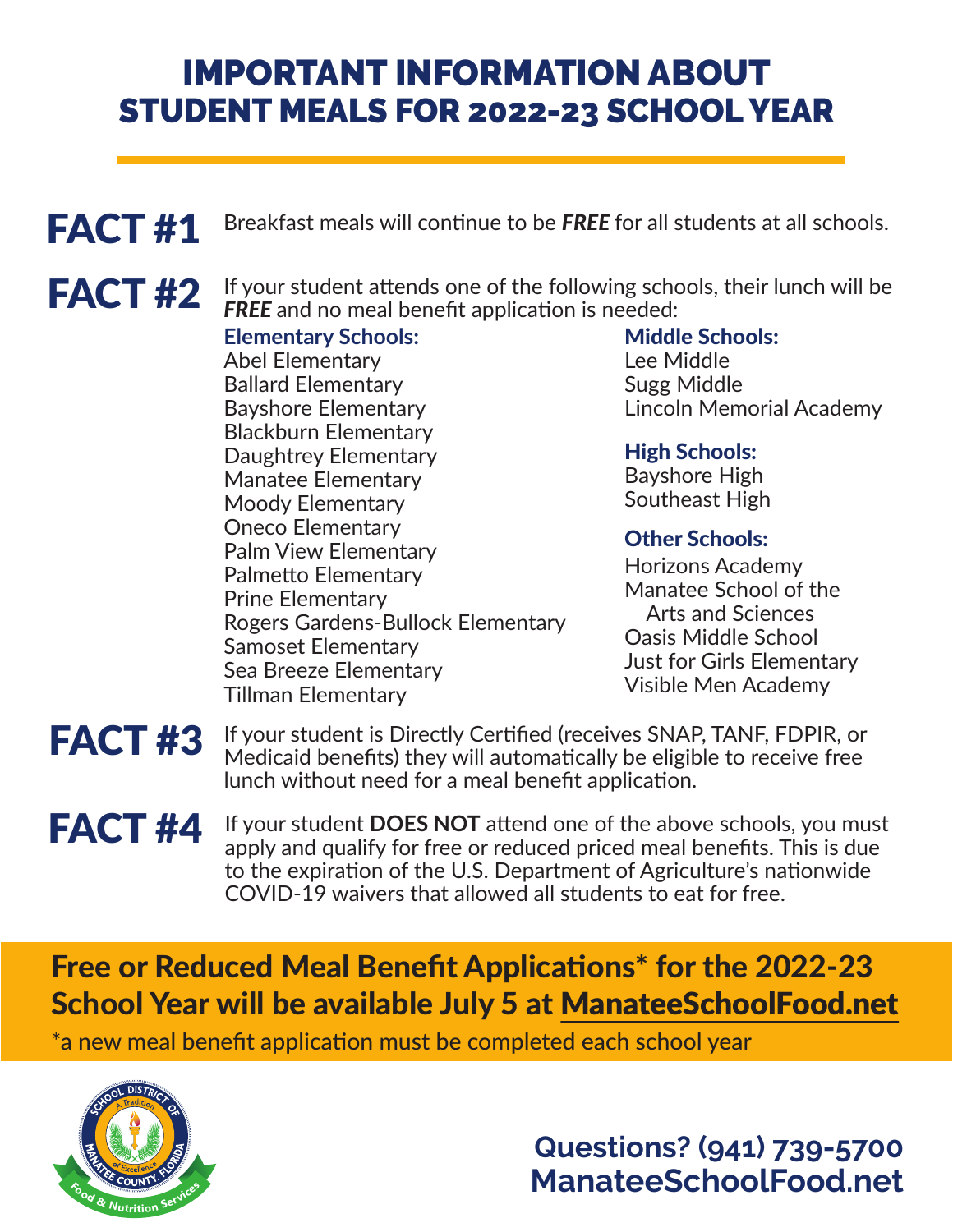# IMPORTANT INFORMATION ABOUT STUDENT MEALS FOR 2022-23 SCHOOL YEAR

**FACT #1** Breakfast meals will continue to be ***FREE*** for all students at all schools.

**FACT #2** If your student attends one of the following schools, their lunch will be ***FREE*** and no meal benefit application is needed:

**Elementary Schools:**
Abel Elementary
Ballard Elementary
Bayshore Elementary
Blackburn Elementary
Daughtrey Elementary
Manatee Elementary
Moody Elementary
Oneco Elementary
Palm View Elementary
Palmetto Elementary
Prine Elementary
Rogers Gardens-Bullock Elementary
Samoset Elementary
Sea Breeze Elementary
Tillman Elementary

**Middle Schools:**
Lee Middle
Sugg Middle
Lincoln Memorial Academy

**High Schools:**
Bayshore High
Southeast High

**Other Schools:**
Horizons Academy
Manatee School of the Arts and Sciences
Oasis Middle School
Just for Girls Elementary
Visible Men Academy

**FACT #3** If your student is Directly Certified (receives SNAP, TANF, FDPIR, or Medicaid benefits) they will automatically be eligible to receive free lunch without need for a meal benefit application.

**FACT #4** If your student **DOES NOT** attend one of the above schools, you must apply and qualify for free or reduced priced meal benefits. This is due to the expiration of the U.S. Department of Agriculture's nationwide COVID-19 waivers that allowed all students to eat for free.

**Free or Reduced Meal Benefit Applications* for the 2022-23 School Year will be available July 5 at ManateeSchoolFood.net**

*a new meal benefit application must be completed each school year

School District of Manatee County, Florida — A Tradition of Excellence — Food & Nutrition Services

**Questions? (941) 739-5700**
**ManateeSchoolFood.net**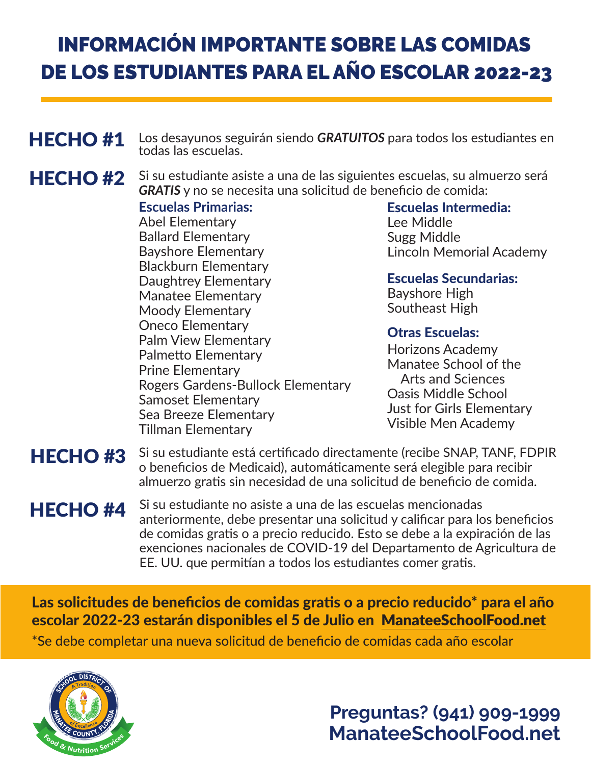# INFORMACIÓN IMPORTANTE SOBRE LAS COMIDAS DE LOS ESTUDIANTES PARA EL AÑO ESCOLAR 2022-23

## HECHO #1

Los desayunos seguirán siendo ***GRATUITOS*** para todos los estudiantes en todas las escuelas.

## HECHO #2

Si su estudiante asiste a una de las siguientes escuelas, su almuerzo será ***GRATIS*** y no se necesita una solicitud de beneficio de comida:

**Escuelas Primarias:**
- Abel Elementary
- Ballard Elementary
- Bayshore Elementary
- Blackburn Elementary
- Daughtrey Elementary
- Manatee Elementary
- Moody Elementary
- Oneco Elementary
- Palm View Elementary
- Palmetto Elementary
- Prine Elementary
- Rogers Gardens-Bullock Elementary
- Samoset Elementary
- Sea Breeze Elementary
- Tillman Elementary

**Escuelas Intermedia:**
- Lee Middle
- Sugg Middle
- Lincoln Memorial Academy

**Escuelas Secundarias:**
- Bayshore High
- Southeast High

**Otras Escuelas:**
- Horizons Academy
- Manatee School of the Arts and Sciences
- Oasis Middle School
- Just for Girls Elementary
- Visible Men Academy

## HECHO #3

Si su estudiante está certificado directamente (recibe SNAP, TANF, FDPIR o beneficios de Medicaid), automáticamente será elegible para recibir almuerzo gratis sin necesidad de una solicitud de beneficio de comida.

## HECHO #4

Si su estudiante no asiste a una de las escuelas mencionadas anteriormente, debe presentar una solicitud y calificar para los beneficios de comidas gratis o a precio reducido. Esto se debe a la expiración de las exenciones nacionales de COVID-19 del Departamento de Agricultura de EE. UU. que permitían a todos los estudiantes comer gratis.

**Las solicitudes de beneficios de comidas gratis o a precio reducido* para el año escolar 2022-23 estarán disponibles el 5 de Julio en ManateeSchoolFood.net**

*Se debe completar una nueva solicitud de beneficio de comidas cada año escolar

School District of Manatee County, Florida – A Tradition of Excellence – Food & Nutrition Services

**Preguntas? (941) 909-1999**
**ManateeSchoolFood.net**